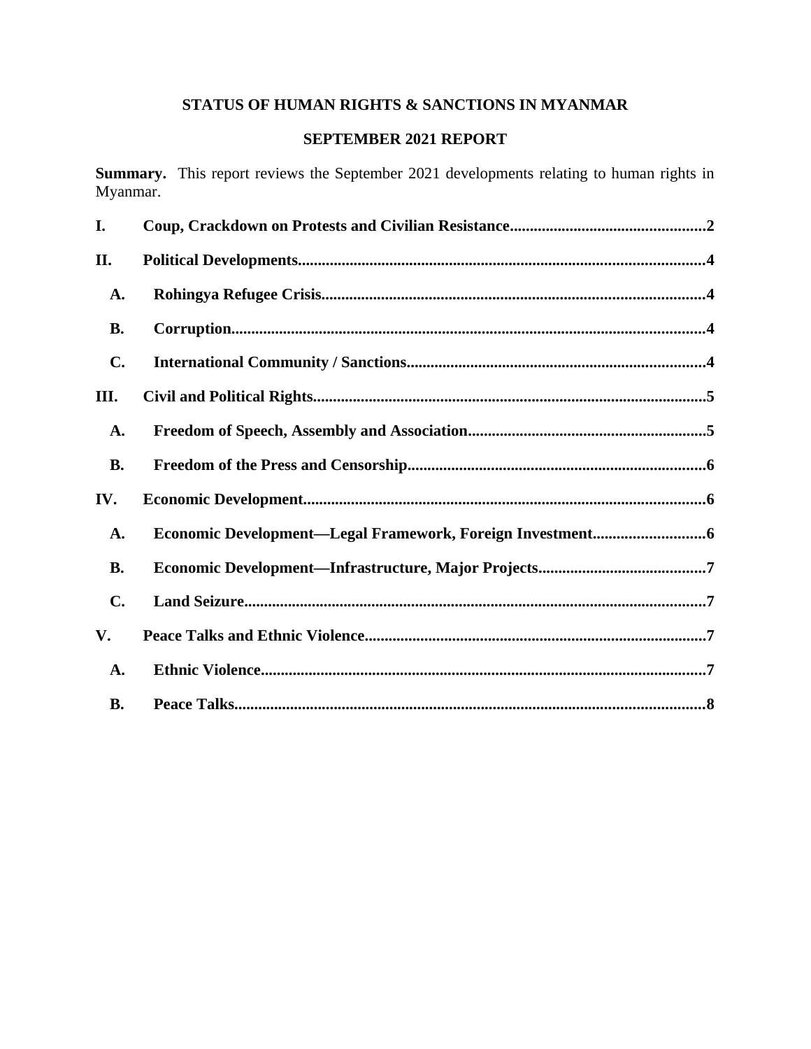# STATUS OF HUMAN RIGHTS & SANCTIONS IN MYANMAR

## SEPTEMBER 2021 REPORT

**Summary.** This report reviews the September 2021 developments relating to human rights in Myanmar.

**I. Coup, Crackdown on Protests and Civilian Resistance** ........ **2**

**II. Political Developments** ........ **4**

- **A. Rohingya Refugee Crisis** ........ **4**
- **B. Corruption** ........ **4**
- **C. International Community / Sanctions** ........ **4**

**III. Civil and Political Rights** ........ **5**

- **A. Freedom of Speech, Assembly and Association** ........ **5**
- **B. Freedom of the Press and Censorship** ........ **6**

**IV. Economic Development** ........ **6**

- **A. Economic Development—Legal Framework, Foreign Investment** ........ **6**
- **B. Economic Development—Infrastructure, Major Projects** ........ **7**
- **C. Land Seizure** ........ **7**

**V. Peace Talks and Ethnic Violence** ........ **7**

- **A. Ethnic Violence** ........ **7**
- **B. Peace Talks** ........ **8**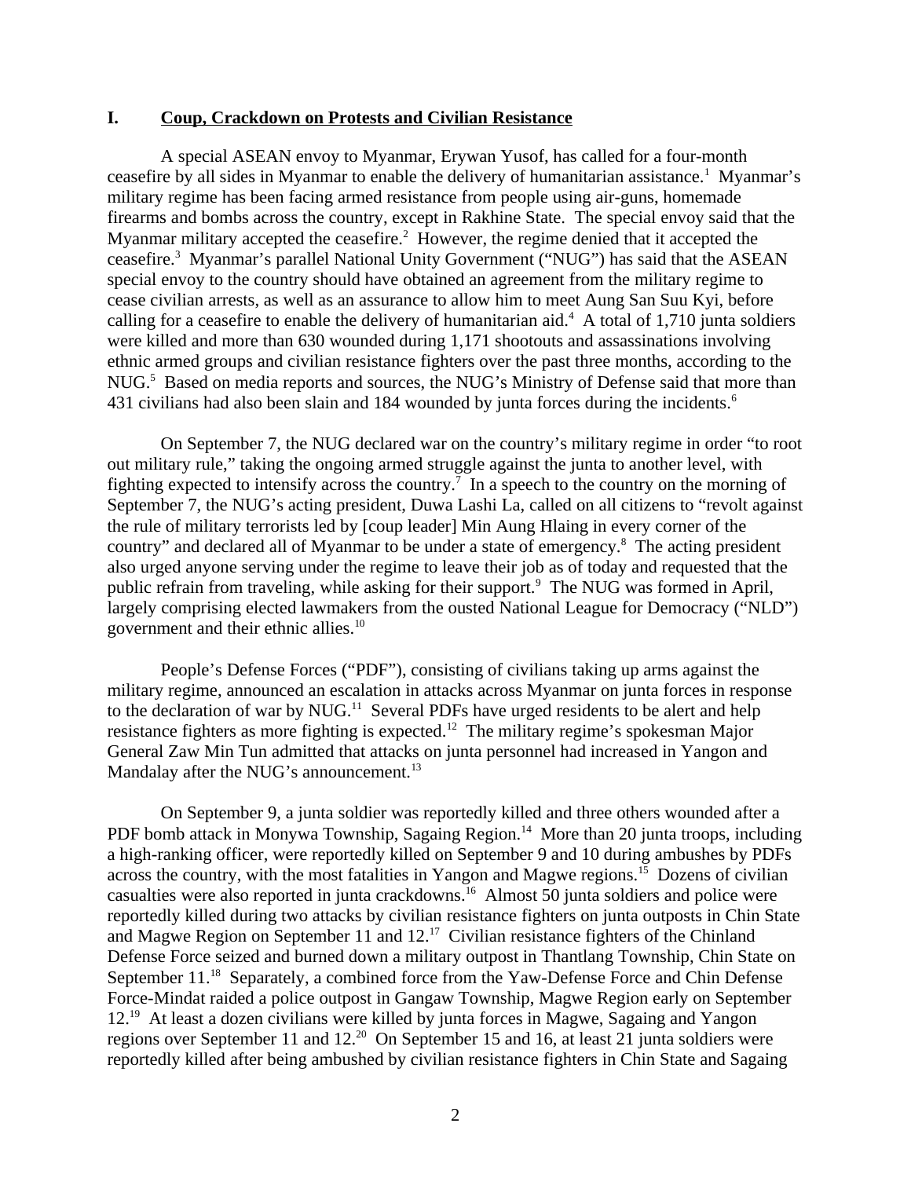## I. Coup, Crackdown on Protests and Civilian Resistance

A special ASEAN envoy to Myanmar, Erywan Yusof, has called for a four-month ceasefire by all sides in Myanmar to enable the delivery of humanitarian assistance.[1] Myanmar's military regime has been facing armed resistance from people using air-guns, homemade firearms and bombs across the country, except in Rakhine State. The special envoy said that the Myanmar military accepted the ceasefire.[2] However, the regime denied that it accepted the ceasefire.[3] Myanmar's parallel National Unity Government ("NUG") has said that the ASEAN special envoy to the country should have obtained an agreement from the military regime to cease civilian arrests, as well as an assurance to allow him to meet Aung San Suu Kyi, before calling for a ceasefire to enable the delivery of humanitarian aid.[4] A total of 1,710 junta soldiers were killed and more than 630 wounded during 1,171 shootouts and assassinations involving ethnic armed groups and civilian resistance fighters over the past three months, according to the NUG.[5] Based on media reports and sources, the NUG's Ministry of Defense said that more than 431 civilians had also been slain and 184 wounded by junta forces during the incidents.[6]

On September 7, the NUG declared war on the country's military regime in order "to root out military rule," taking the ongoing armed struggle against the junta to another level, with fighting expected to intensify across the country.[7] In a speech to the country on the morning of September 7, the NUG's acting president, Duwa Lashi La, called on all citizens to "revolt against the rule of military terrorists led by [coup leader] Min Aung Hlaing in every corner of the country" and declared all of Myanmar to be under a state of emergency.[8] The acting president also urged anyone serving under the regime to leave their job as of today and requested that the public refrain from traveling, while asking for their support.[9] The NUG was formed in April, largely comprising elected lawmakers from the ousted National League for Democracy ("NLD") government and their ethnic allies.[10]

People's Defense Forces ("PDF"), consisting of civilians taking up arms against the military regime, announced an escalation in attacks across Myanmar on junta forces in response to the declaration of war by NUG.[11] Several PDFs have urged residents to be alert and help resistance fighters as more fighting is expected.[12] The military regime's spokesman Major General Zaw Min Tun admitted that attacks on junta personnel had increased in Yangon and Mandalay after the NUG's announcement.[13]

On September 9, a junta soldier was reportedly killed and three others wounded after a PDF bomb attack in Monywa Township, Sagaing Region.[14] More than 20 junta troops, including a high-ranking officer, were reportedly killed on September 9 and 10 during ambushes by PDFs across the country, with the most fatalities in Yangon and Magwe regions.[15] Dozens of civilian casualties were also reported in junta crackdowns.[16] Almost 50 junta soldiers and police were reportedly killed during two attacks by civilian resistance fighters on junta outposts in Chin State and Magwe Region on September 11 and 12.[17] Civilian resistance fighters of the Chinland Defense Force seized and burned down a military outpost in Thantlang Township, Chin State on September 11.[18] Separately, a combined force from the Yaw-Defense Force and Chin Defense Force-Mindat raided a police outpost in Gangaw Township, Magwe Region early on September 12.[19] At least a dozen civilians were killed by junta forces in Magwe, Sagaing and Yangon regions over September 11 and 12.[20] On September 15 and 16, at least 21 junta soldiers were reportedly killed after being ambushed by civilian resistance fighters in Chin State and Sagaing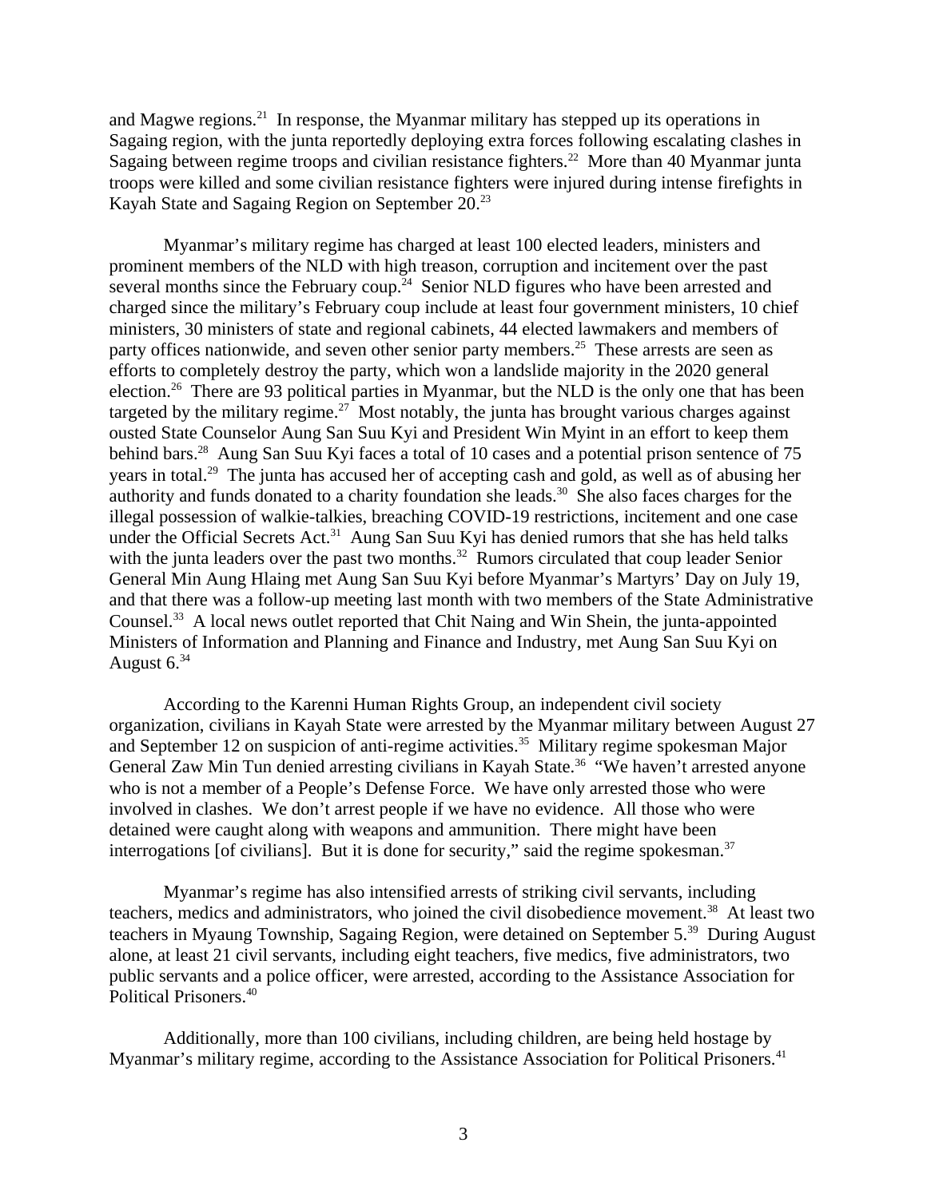and Magwe regions.[21] In response, the Myanmar military has stepped up its operations in Sagaing region, with the junta reportedly deploying extra forces following escalating clashes in Sagaing between regime troops and civilian resistance fighters.[22] More than 40 Myanmar junta troops were killed and some civilian resistance fighters were injured during intense firefights in Kayah State and Sagaing Region on September 20.[23]

Myanmar's military regime has charged at least 100 elected leaders, ministers and prominent members of the NLD with high treason, corruption and incitement over the past several months since the February coup.[24] Senior NLD figures who have been arrested and charged since the military's February coup include at least four government ministers, 10 chief ministers, 30 ministers of state and regional cabinets, 44 elected lawmakers and members of party offices nationwide, and seven other senior party members.[25] These arrests are seen as efforts to completely destroy the party, which won a landslide majority in the 2020 general election.[26] There are 93 political parties in Myanmar, but the NLD is the only one that has been targeted by the military regime.[27] Most notably, the junta has brought various charges against ousted State Counselor Aung San Suu Kyi and President Win Myint in an effort to keep them behind bars.[28] Aung San Suu Kyi faces a total of 10 cases and a potential prison sentence of 75 years in total.[29] The junta has accused her of accepting cash and gold, as well as of abusing her authority and funds donated to a charity foundation she leads.[30] She also faces charges for the illegal possession of walkie-talkies, breaching COVID-19 restrictions, incitement and one case under the Official Secrets Act.[31] Aung San Suu Kyi has denied rumors that she has held talks with the junta leaders over the past two months.[32] Rumors circulated that coup leader Senior General Min Aung Hlaing met Aung San Suu Kyi before Myanmar's Martyrs' Day on July 19, and that there was a follow-up meeting last month with two members of the State Administrative Counsel.[33] A local news outlet reported that Chit Naing and Win Shein, the junta-appointed Ministers of Information and Planning and Finance and Industry, met Aung San Suu Kyi on August 6.[34]

According to the Karenni Human Rights Group, an independent civil society organization, civilians in Kayah State were arrested by the Myanmar military between August 27 and September 12 on suspicion of anti-regime activities.[35] Military regime spokesman Major General Zaw Min Tun denied arresting civilians in Kayah State.[36] "We haven't arrested anyone who is not a member of a People's Defense Force. We have only arrested those who were involved in clashes. We don't arrest people if we have no evidence. All those who were detained were caught along with weapons and ammunition. There might have been interrogations [of civilians]. But it is done for security," said the regime spokesman.[37]

Myanmar's regime has also intensified arrests of striking civil servants, including teachers, medics and administrators, who joined the civil disobedience movement.[38] At least two teachers in Myaung Township, Sagaing Region, were detained on September 5.[39] During August alone, at least 21 civil servants, including eight teachers, five medics, five administrators, two public servants and a police officer, were arrested, according to the Assistance Association for Political Prisoners.[40]

Additionally, more than 100 civilians, including children, are being held hostage by Myanmar's military regime, according to the Assistance Association for Political Prisoners.[41]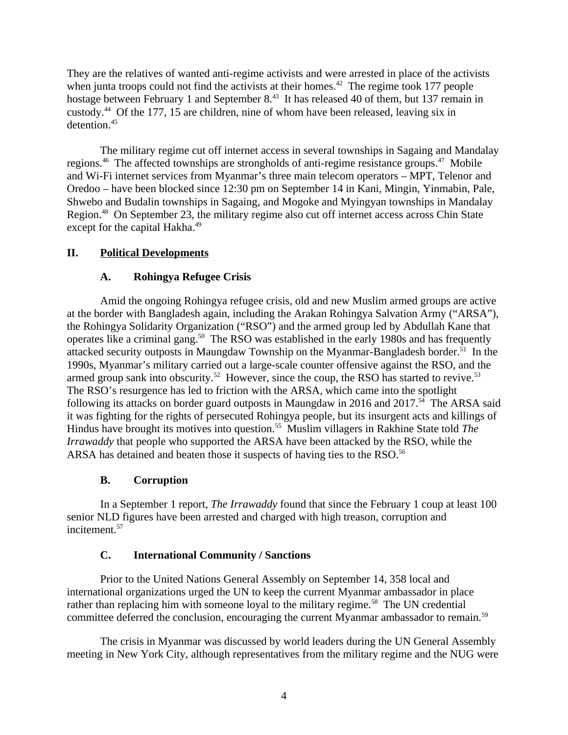They are the relatives of wanted anti-regime activists and were arrested in place of the activists when junta troops could not find the activists at their homes.[42] The regime took 177 people hostage between February 1 and September 8.[43] It has released 40 of them, but 137 remain in custody.[44] Of the 177, 15 are children, nine of whom have been released, leaving six in detention.[45]

The military regime cut off internet access in several townships in Sagaing and Mandalay regions.[46] The affected townships are strongholds of anti-regime resistance groups.[47] Mobile and Wi-Fi internet services from Myanmar's three main telecom operators – MPT, Telenor and Oredoo – have been blocked since 12:30 pm on September 14 in Kani, Mingin, Yinmabin, Pale, Shwebo and Budalin townships in Sagaing, and Mogoke and Myingyan townships in Mandalay Region.[48] On September 23, the military regime also cut off internet access across Chin State except for the capital Hakha.[49]

## II. Political Developments

### A. Rohingya Refugee Crisis

Amid the ongoing Rohingya refugee crisis, old and new Muslim armed groups are active at the border with Bangladesh again, including the Arakan Rohingya Salvation Army ("ARSA"), the Rohingya Solidarity Organization ("RSO") and the armed group led by Abdullah Kane that operates like a criminal gang.[50] The RSO was established in the early 1980s and has frequently attacked security outposts in Maungdaw Township on the Myanmar-Bangladesh border.[51] In the 1990s, Myanmar's military carried out a large-scale counter offensive against the RSO, and the armed group sank into obscurity.[52] However, since the coup, the RSO has started to revive.[53] The RSO's resurgence has led to friction with the ARSA, which came into the spotlight following its attacks on border guard outposts in Maungdaw in 2016 and 2017.[54] The ARSA said it was fighting for the rights of persecuted Rohingya people, but its insurgent acts and killings of Hindus have brought its motives into question.[55] Muslim villagers in Rakhine State told *The Irrawaddy* that people who supported the ARSA have been attacked by the RSO, while the ARSA has detained and beaten those it suspects of having ties to the RSO.[56]

### B. Corruption

In a September 1 report, *The Irrawaddy* found that since the February 1 coup at least 100 senior NLD figures have been arrested and charged with high treason, corruption and incitement.[57]

### C. International Community / Sanctions

Prior to the United Nations General Assembly on September 14, 358 local and international organizations urged the UN to keep the current Myanmar ambassador in place rather than replacing him with someone loyal to the military regime.[58] The UN credential committee deferred the conclusion, encouraging the current Myanmar ambassador to remain.[59]

The crisis in Myanmar was discussed by world leaders during the UN General Assembly meeting in New York City, although representatives from the military regime and the NUG were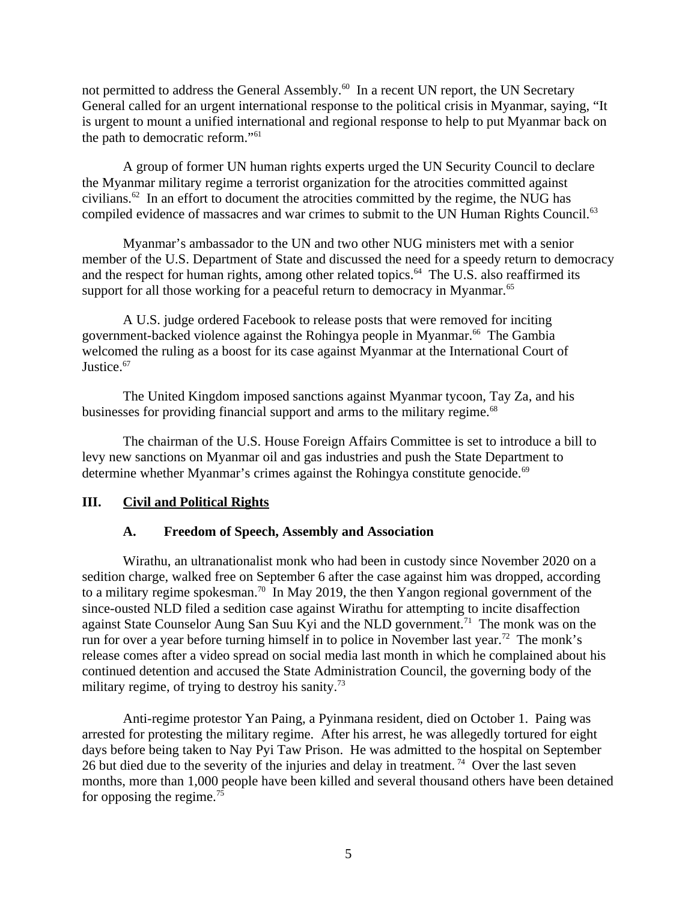not permitted to address the General Assembly.[60] In a recent UN report, the UN Secretary General called for an urgent international response to the political crisis in Myanmar, saying, "It is urgent to mount a unified international and regional response to help to put Myanmar back on the path to democratic reform."[61]

A group of former UN human rights experts urged the UN Security Council to declare the Myanmar military regime a terrorist organization for the atrocities committed against civilians.[62] In an effort to document the atrocities committed by the regime, the NUG has compiled evidence of massacres and war crimes to submit to the UN Human Rights Council.[63]

Myanmar's ambassador to the UN and two other NUG ministers met with a senior member of the U.S. Department of State and discussed the need for a speedy return to democracy and the respect for human rights, among other related topics.[64] The U.S. also reaffirmed its support for all those working for a peaceful return to democracy in Myanmar.[65]

A U.S. judge ordered Facebook to release posts that were removed for inciting government-backed violence against the Rohingya people in Myanmar.[66] The Gambia welcomed the ruling as a boost for its case against Myanmar at the International Court of Justice.[67]

The United Kingdom imposed sanctions against Myanmar tycoon, Tay Za, and his businesses for providing financial support and arms to the military regime.[68]

The chairman of the U.S. House Foreign Affairs Committee is set to introduce a bill to levy new sanctions on Myanmar oil and gas industries and push the State Department to determine whether Myanmar's crimes against the Rohingya constitute genocide.[69]

## III. Civil and Political Rights

### A. Freedom of Speech, Assembly and Association

Wirathu, an ultranationalist monk who had been in custody since November 2020 on a sedition charge, walked free on September 6 after the case against him was dropped, according to a military regime spokesman.[70] In May 2019, the then Yangon regional government of the since-ousted NLD filed a sedition case against Wirathu for attempting to incite disaffection against State Counselor Aung San Suu Kyi and the NLD government.[71] The monk was on the run for over a year before turning himself in to police in November last year.[72] The monk's release comes after a video spread on social media last month in which he complained about his continued detention and accused the State Administration Council, the governing body of the military regime, of trying to destroy his sanity.[73]

Anti-regime protestor Yan Paing, a Pyinmana resident, died on October 1. Paing was arrested for protesting the military regime. After his arrest, he was allegedly tortured for eight days before being taken to Nay Pyi Taw Prison. He was admitted to the hospital on September 26 but died due to the severity of the injuries and delay in treatment.[74] Over the last seven months, more than 1,000 people have been killed and several thousand others have been detained for opposing the regime.[75]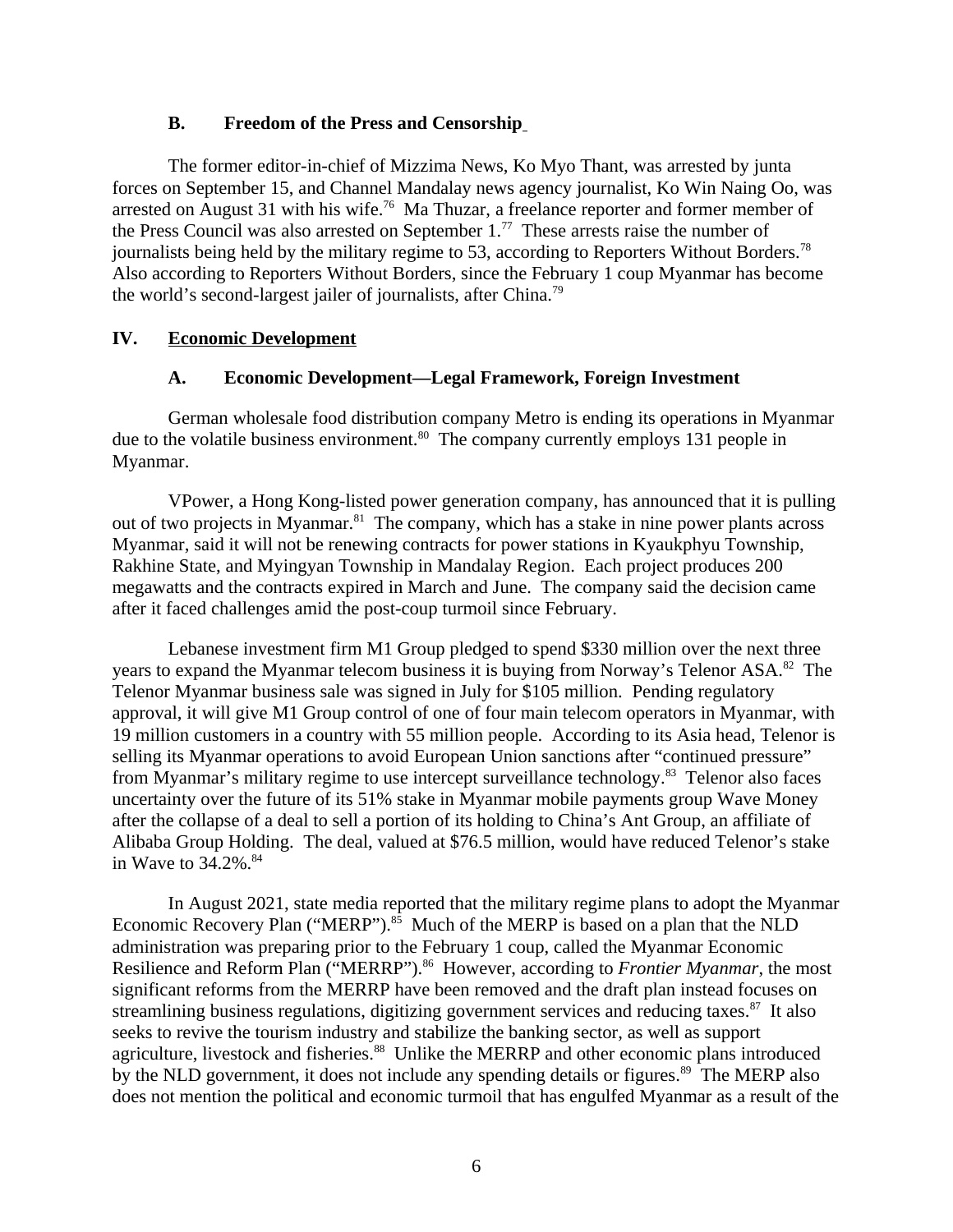### B. Freedom of the Press and Censorship

The former editor-in-chief of Mizzima News, Ko Myo Thant, was arrested by junta forces on September 15, and Channel Mandalay news agency journalist, Ko Win Naing Oo, was arrested on August 31 with his wife.[76] Ma Thuzar, a freelance reporter and former member of the Press Council was also arrested on September 1.[77] These arrests raise the number of journalists being held by the military regime to 53, according to Reporters Without Borders.[78] Also according to Reporters Without Borders, since the February 1 coup Myanmar has become the world's second-largest jailer of journalists, after China.[79]

## IV. Economic Development

### A. Economic Development—Legal Framework, Foreign Investment

German wholesale food distribution company Metro is ending its operations in Myanmar due to the volatile business environment.[80] The company currently employs 131 people in Myanmar.

VPower, a Hong Kong-listed power generation company, has announced that it is pulling out of two projects in Myanmar.[81] The company, which has a stake in nine power plants across Myanmar, said it will not be renewing contracts for power stations in Kyaukphyu Township, Rakhine State, and Myingyan Township in Mandalay Region. Each project produces 200 megawatts and the contracts expired in March and June. The company said the decision came after it faced challenges amid the post-coup turmoil since February.

Lebanese investment firm M1 Group pledged to spend $330 million over the next three years to expand the Myanmar telecom business it is buying from Norway's Telenor ASA.[82] The Telenor Myanmar business sale was signed in July for $105 million. Pending regulatory approval, it will give M1 Group control of one of four main telecom operators in Myanmar, with 19 million customers in a country with 55 million people. According to its Asia head, Telenor is selling its Myanmar operations to avoid European Union sanctions after "continued pressure" from Myanmar's military regime to use intercept surveillance technology.[83] Telenor also faces uncertainty over the future of its 51% stake in Myanmar mobile payments group Wave Money after the collapse of a deal to sell a portion of its holding to China's Ant Group, an affiliate of Alibaba Group Holding. The deal, valued at $76.5 million, would have reduced Telenor's stake in Wave to 34.2%.[84]

In August 2021, state media reported that the military regime plans to adopt the Myanmar Economic Recovery Plan ("MERP").[85] Much of the MERP is based on a plan that the NLD administration was preparing prior to the February 1 coup, called the Myanmar Economic Resilience and Reform Plan ("MERRP").[86] However, according to *Frontier Myanmar*, the most significant reforms from the MERRP have been removed and the draft plan instead focuses on streamlining business regulations, digitizing government services and reducing taxes.[87] It also seeks to revive the tourism industry and stabilize the banking sector, as well as support agriculture, livestock and fisheries.[88] Unlike the MERRP and other economic plans introduced by the NLD government, it does not include any spending details or figures.[89] The MERP also does not mention the political and economic turmoil that has engulfed Myanmar as a result of the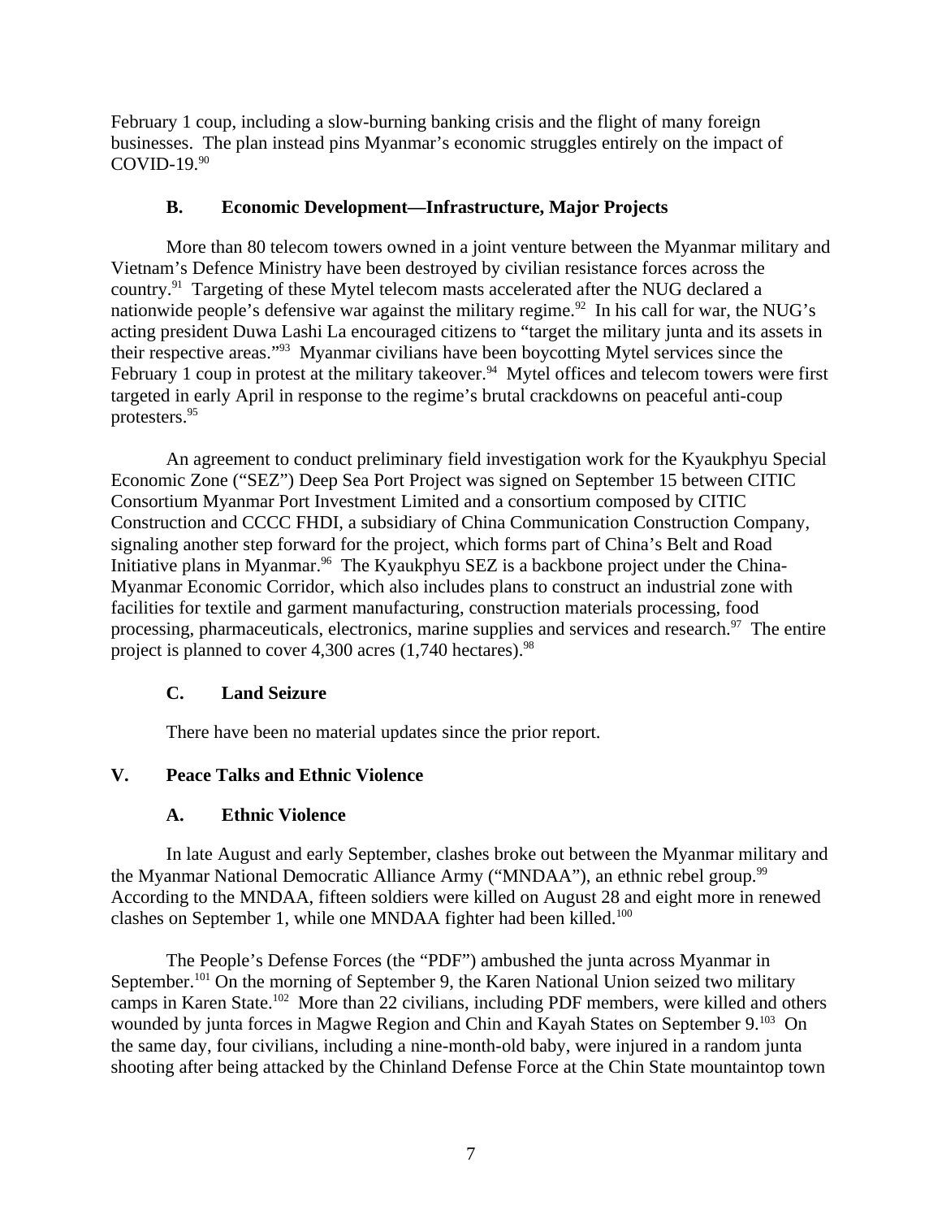February 1 coup, including a slow-burning banking crisis and the flight of many foreign businesses. The plan instead pins Myanmar's economic struggles entirely on the impact of COVID-19.[90]

### B. Economic Development—Infrastructure, Major Projects

More than 80 telecom towers owned in a joint venture between the Myanmar military and Vietnam's Defence Ministry have been destroyed by civilian resistance forces across the country.[91] Targeting of these Mytel telecom masts accelerated after the NUG declared a nationwide people's defensive war against the military regime.[92] In his call for war, the NUG's acting president Duwa Lashi La encouraged citizens to "target the military junta and its assets in their respective areas."[93] Myanmar civilians have been boycotting Mytel services since the February 1 coup in protest at the military takeover.[94] Mytel offices and telecom towers were first targeted in early April in response to the regime's brutal crackdowns on peaceful anti-coup protesters.[95]

An agreement to conduct preliminary field investigation work for the Kyaukphyu Special Economic Zone ("SEZ") Deep Sea Port Project was signed on September 15 between CITIC Consortium Myanmar Port Investment Limited and a consortium composed by CITIC Construction and CCCC FHDI, a subsidiary of China Communication Construction Company, signaling another step forward for the project, which forms part of China's Belt and Road Initiative plans in Myanmar.[96] The Kyaukphyu SEZ is a backbone project under the China-Myanmar Economic Corridor, which also includes plans to construct an industrial zone with facilities for textile and garment manufacturing, construction materials processing, food processing, pharmaceuticals, electronics, marine supplies and services and research.[97] The entire project is planned to cover 4,300 acres (1,740 hectares).[98]

### C. Land Seizure

There have been no material updates since the prior report.

## V. Peace Talks and Ethnic Violence

### A. Ethnic Violence

In late August and early September, clashes broke out between the Myanmar military and the Myanmar National Democratic Alliance Army ("MNDAA"), an ethnic rebel group.[99] According to the MNDAA, fifteen soldiers were killed on August 28 and eight more in renewed clashes on September 1, while one MNDAA fighter had been killed.[100]

The People's Defense Forces (the "PDF") ambushed the junta across Myanmar in September.[101] On the morning of September 9, the Karen National Union seized two military camps in Karen State.[102] More than 22 civilians, including PDF members, were killed and others wounded by junta forces in Magwe Region and Chin and Kayah States on September 9.[103] On the same day, four civilians, including a nine-month-old baby, were injured in a random junta shooting after being attacked by the Chinland Defense Force at the Chin State mountaintop town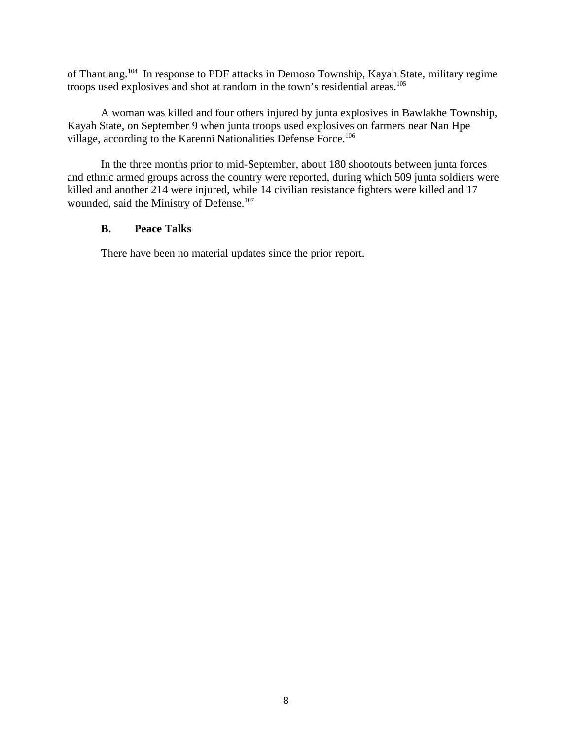of Thantlang.[104] In response to PDF attacks in Demoso Township, Kayah State, military regime troops used explosives and shot at random in the town's residential areas.[105]

A woman was killed and four others injured by junta explosives in Bawlakhe Township, Kayah State, on September 9 when junta troops used explosives on farmers near Nan Hpe village, according to the Karenni Nationalities Defense Force.[106]

In the three months prior to mid-September, about 180 shootouts between junta forces and ethnic armed groups across the country were reported, during which 509 junta soldiers were killed and another 214 were injured, while 14 civilian resistance fighters were killed and 17 wounded, said the Ministry of Defense.[107]

### B. Peace Talks

There have been no material updates since the prior report.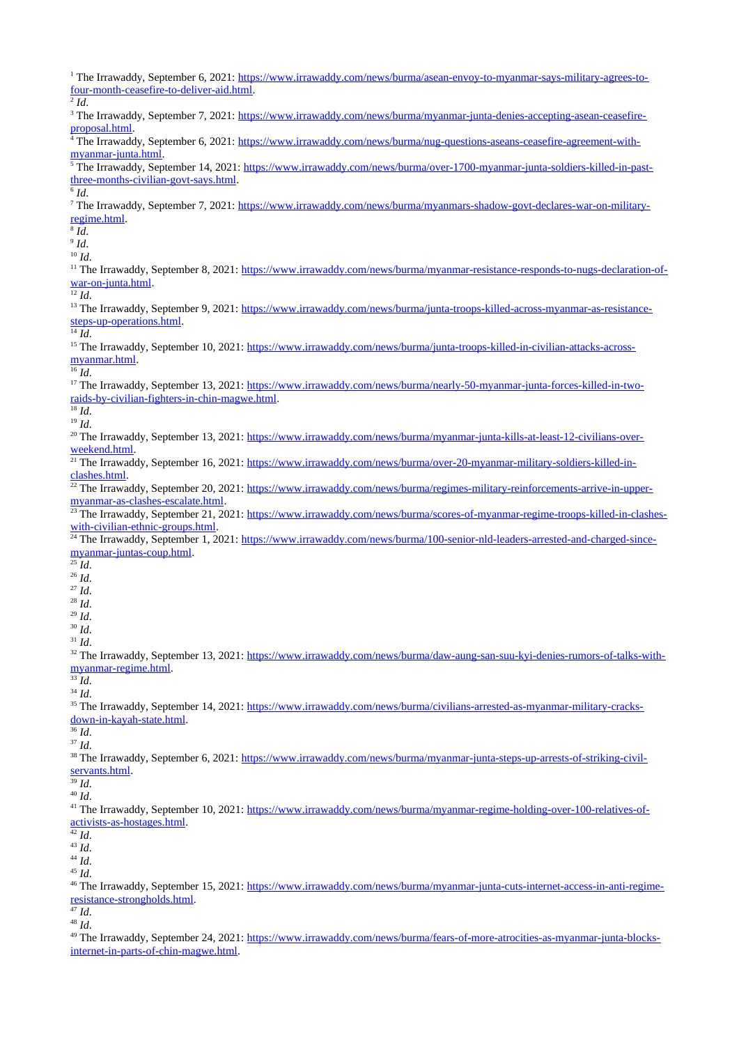[1] The Irrawaddy, September 6, 2021: https://www.irrawaddy.com/news/burma/asean-envoy-to-myanmar-says-military-agrees-to-four-month-ceasefire-to-deliver-aid.html.

[2] *Id.*

[3] The Irrawaddy, September 7, 2021: https://www.irrawaddy.com/news/burma/myanmar-junta-denies-accepting-asean-ceasefire-proposal.html.

[4] The Irrawaddy, September 6, 2021: https://www.irrawaddy.com/news/burma/nug-questions-aseans-ceasefire-agreement-with-myanmar-junta.html.

[5] The Irrawaddy, September 14, 2021: https://www.irrawaddy.com/news/burma/over-1700-myanmar-junta-soldiers-killed-in-past-three-months-civilian-govt-says.html.

[6] *Id.*

[7] The Irrawaddy, September 7, 2021: https://www.irrawaddy.com/news/burma/myanmars-shadow-govt-declares-war-on-military-regime.html.

[8] *Id.*

[9] *Id.*

[10] *Id.*

[11] The Irrawaddy, September 8, 2021: https://www.irrawaddy.com/news/burma/myanmar-resistance-responds-to-nugs-declaration-of-war-on-junta.html.

[12] *Id.*

[13] The Irrawaddy, September 9, 2021: https://www.irrawaddy.com/news/burma/junta-troops-killed-across-myanmar-as-resistance-steps-up-operations.html.

[14] *Id.*

[15] The Irrawaddy, September 10, 2021: https://www.irrawaddy.com/news/burma/junta-troops-killed-in-civilian-attacks-across-myanmar.html.

[16] *Id.*

[17] The Irrawaddy, September 13, 2021: https://www.irrawaddy.com/news/burma/nearly-50-myanmar-junta-forces-killed-in-two-raids-by-civilian-fighters-in-chin-magwe.html.

[18] *Id.*

[19] *Id.*

[20] The Irrawaddy, September 13, 2021: https://www.irrawaddy.com/news/burma/myanmar-junta-kills-at-least-12-civilians-over-weekend.html.

[21] The Irrawaddy, September 16, 2021: https://www.irrawaddy.com/news/burma/over-20-myanmar-military-soldiers-killed-in-clashes.html.

[22] The Irrawaddy, September 20, 2021: https://www.irrawaddy.com/news/burma/regimes-military-reinforcements-arrive-in-upper-myanmar-as-clashes-escalate.html.

[23] The Irrawaddy, September 21, 2021: https://www.irrawaddy.com/news/burma/scores-of-myanmar-regime-troops-killed-in-clashes-with-civilian-ethnic-groups.html.

[24] The Irrawaddy, September 1, 2021: https://www.irrawaddy.com/news/burma/100-senior-nld-leaders-arrested-and-charged-since-myanmar-juntas-coup.html.

[25] *Id.*

[26] *Id.*

[27] *Id.*

[28] *Id.*

[29] *Id.*

[30] *Id.*

[31] *Id.*

[32] The Irrawaddy, September 13, 2021: https://www.irrawaddy.com/news/burma/daw-aung-san-suu-kyi-denies-rumors-of-talks-with-myanmar-regime.html.

[33] *Id.*

[34] *Id.*

[35] The Irrawaddy, September 14, 2021: https://www.irrawaddy.com/news/burma/civilians-arrested-as-myanmar-military-cracks-down-in-kayah-state.html.

[36] *Id.*

[37] *Id.*

[38] The Irrawaddy, September 6, 2021: https://www.irrawaddy.com/news/burma/myanmar-junta-steps-up-arrests-of-striking-civil-servants.html.

[39] *Id.*

[40] *Id.*

[41] The Irrawaddy, September 10, 2021: https://www.irrawaddy.com/news/burma/myanmar-regime-holding-over-100-relatives-of-activists-as-hostages.html.

[42] *Id.*

[43] *Id.*

[44] *Id.*

[45] *Id.*

[46] The Irrawaddy, September 15, 2021: https://www.irrawaddy.com/news/burma/myanmar-junta-cuts-internet-access-in-anti-regime-resistance-strongholds.html.

[47] *Id.*

[48] *Id.*

[49] The Irrawaddy, September 24, 2021: https://www.irrawaddy.com/news/burma/fears-of-more-atrocities-as-myanmar-junta-blocks-internet-in-parts-of-chin-magwe.html.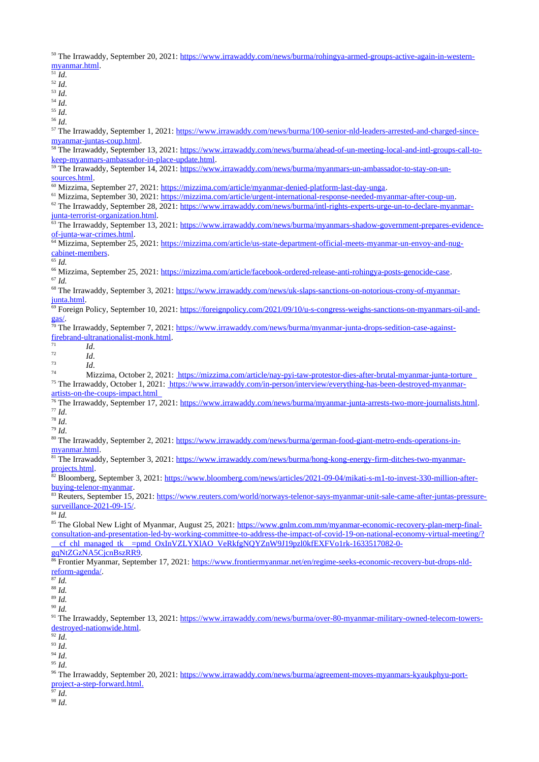[50] The Irrawaddy, September 20, 2021: https://www.irrawaddy.com/news/burma/rohingya-armed-groups-active-again-in-western-myanmar.html.

[51] *Id*.

[52] *Id*.

[53] *Id*.

[54] *Id*.

[55] *Id*.

[56] *Id*.

[57] The Irrawaddy, September 1, 2021: https://www.irrawaddy.com/news/burma/100-senior-nld-leaders-arrested-and-charged-since-myanmar-juntas-coup.html.

[58] The Irrawaddy, September 13, 2021: https://www.irrawaddy.com/news/burma/ahead-of-un-meeting-local-and-intl-groups-call-to-keep-myanmars-ambassador-in-place-update.html.

[59] The Irrawaddy, September 14, 2021: https://www.irrawaddy.com/news/burma/myanmars-un-ambassador-to-stay-on-un-sources.html.

[60] Mizzima, September 27, 2021: https://mizzima.com/article/myanmar-denied-platform-last-day-unga.

[61] Mizzima, September 30, 2021: https://mizzima.com/article/urgent-international-response-needed-myanmar-after-coup-un.

[62] The Irrawaddy, September 28, 2021: https://www.irrawaddy.com/news/burma/intl-rights-experts-urge-un-to-declare-myanmar-junta-terrorist-organization.html.

[63] The Irrawaddy, September 13, 2021: https://www.irrawaddy.com/news/burma/myanmars-shadow-government-prepares-evidence-of-junta-war-crimes.html.

[64] Mizzima, September 25, 2021: https://mizzima.com/article/us-state-department-official-meets-myanmar-un-envoy-and-nug-cabinet-members.

[65] *Id.*

[66] Mizzima, September 25, 2021: https://mizzima.com/article/facebook-ordered-release-anti-rohingya-posts-genocide-case.

[67] *Id.*

[68] The Irrawaddy, September 3, 2021: https://www.irrawaddy.com/news/uk-slaps-sanctions-on-notorious-crony-of-myanmar-junta.html.

[69] Foreign Policy, September 10, 2021: https://foreignpolicy.com/2021/09/10/u-s-congress-weighs-sanctions-on-myanmars-oil-and-gas/.

[70] The Irrawaddy, September 7, 2021: https://www.irrawaddy.com/news/burma/myanmar-junta-drops-sedition-case-against-firebrand-ultranationalist-monk.html.

[71] *Id*.

[72] *Id*.

[73] *Id*.

[74] Mizzima, October 2, 2021: https://mizzima.com/article/nay-pyi-taw-protestor-dies-after-brutal-myanmar-junta-torture

[75] The Irrawaddy, October 1, 2021: https://www.irrawaddy.com/in-person/interview/everything-has-been-destroyed-myanmar-artists-on-the-coups-impact.html

[76] The Irrawaddy, September 17, 2021: https://www.irrawaddy.com/news/burma/myanmar-junta-arrests-two-more-journalists.html.

[77] *Id*.

[78] *Id*.

[79] *Id*.

[80] The Irrawaddy, September 2, 2021: https://www.irrawaddy.com/news/burma/german-food-giant-metro-ends-operations-in-myanmar.html.

[81] The Irrawaddy, September 3, 2021: https://www.irrawaddy.com/news/burma/hong-kong-energy-firm-ditches-two-myanmar-projects.html.

[82] Bloomberg, September 3, 2021: https://www.bloomberg.com/news/articles/2021-09-04/mikati-s-m1-to-invest-330-million-after-buying-telenor-myanmar.

[83] Reuters, September 15, 2021: https://www.reuters.com/world/norways-telenor-says-myanmar-unit-sale-came-after-juntas-pressure-surveillance-2021-09-15/.

[84] *Id.*

[85] The Global New Light of Myanmar, August 25, 2021: https://www.gnlm.com.mm/myanmar-economic-recovery-plan-merp-final-consultation-and-presentation-led-by-working-committee-to-address-the-impact-of-covid-19-on-national-economy-virtual-meeting/?__cf_chl_managed_tk__=pmd_OxInVZLYXlAO_VeRkfgNQYZnW9J19pzl0kfEXFVo1rk-1633517082-0-gqNtZGzNA5CjcnBszRR9.

[86] Frontier Myanmar, September 17, 2021: https://www.frontiermyanmar.net/en/regime-seeks-economic-recovery-but-drops-nld-reform-agenda/.

[87] *Id.*

[88] *Id.*

[89] *Id.*

[90] *Id.*

[91] The Irrawaddy, September 13, 2021: https://www.irrawaddy.com/news/burma/over-80-myanmar-military-owned-telecom-towers-destroyed-nationwide.html.

[92] *Id.*

[93] *Id.*

[94] *Id.*

[95] *Id.*

[96] The Irrawaddy, September 20, 2021: https://www.irrawaddy.com/news/burma/agreement-moves-myanmars-kyaukphyu-port-project-a-step-forward.html.

[97] *Id.*

[98] *Id.*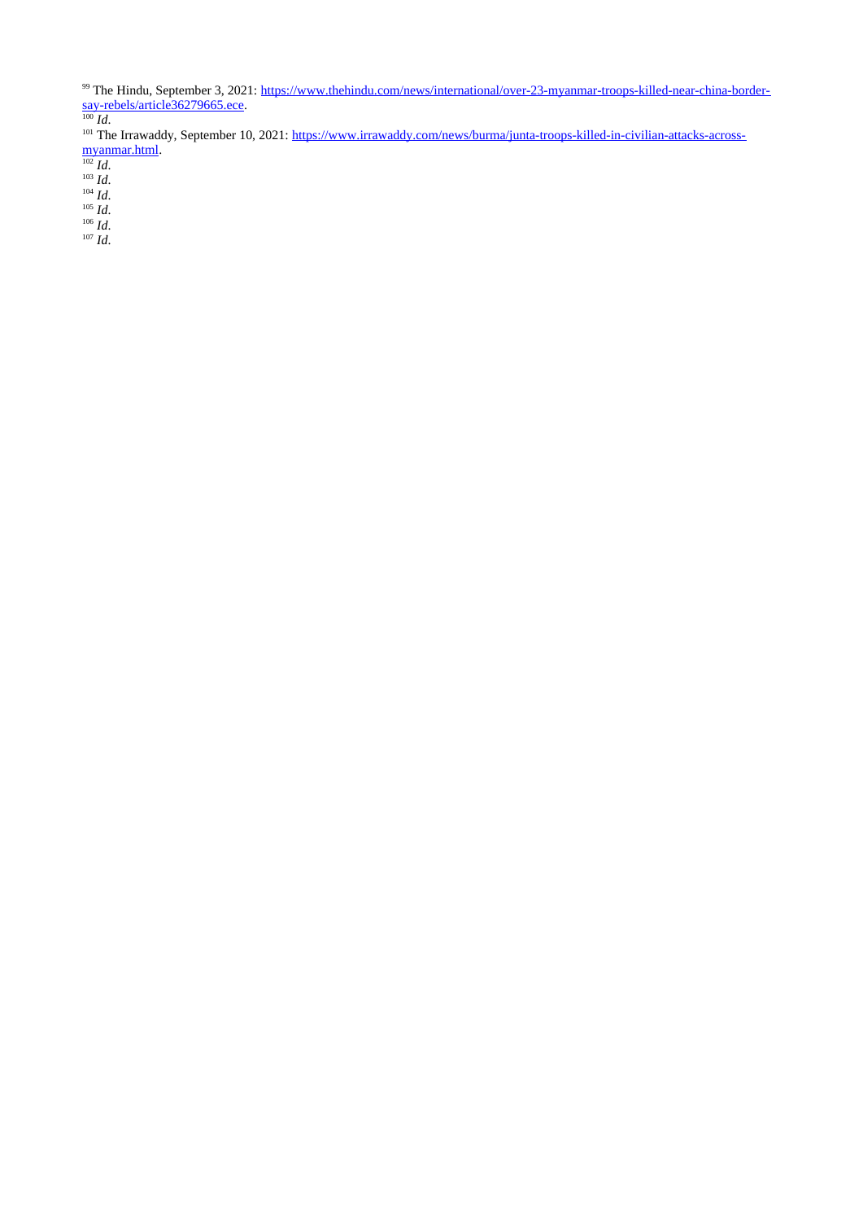[99] The Hindu, September 3, 2021: https://www.thehindu.com/news/international/over-23-myanmar-troops-killed-near-china-border-say-rebels/article36279665.ece.

[100] *Id*.

[101] The Irrawaddy, September 10, 2021: https://www.irrawaddy.com/news/burma/junta-troops-killed-in-civilian-attacks-across-myanmar.html.

[102] *Id*.

[103] *Id*.

[104] *Id*.

[105] *Id*.

[106] *Id*.

[107] *Id*.